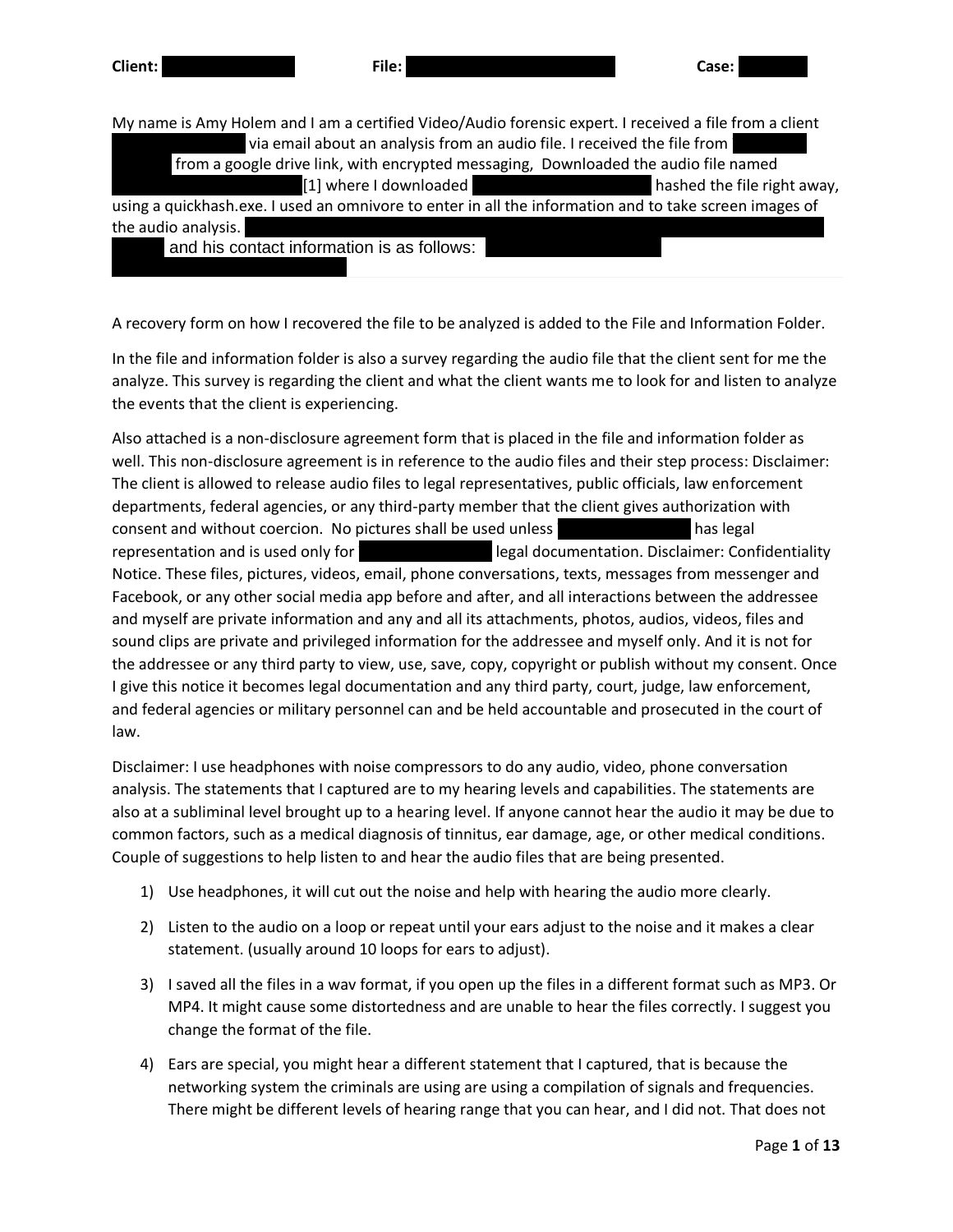**Client:** ██████ **File:** ██████ **Case:** ██████

My name is Amy Holem and I am a certified Video/Audio forensic expert. I received a file from a client ██████ via email about an analysis from an audio file. I received the file from ██████ from a google drive link, with encrypted messaging, Downloaded the audio file named ██████ [1] where I downloaded ██████ hashed the file right away, using a quickhash.exe. I used an omnivore to enter in all the information and to take screen images of the audio analysis. ██████ and his contact information is as follows: ██████

A recovery form on how I recovered the file to be analyzed is added to the File and Information Folder.

In the file and information folder is also a survey regarding the audio file that the client sent for me the analyze. This survey is regarding the client and what the client wants me to look for and listen to analyze the events that the client is experiencing.

Also attached is a non-disclosure agreement form that is placed in the file and information folder as well. This non-disclosure agreement is in reference to the audio files and their step process: Disclaimer: The client is allowed to release audio files to legal representatives, public officials, law enforcement departments, federal agencies, or any third-party member that the client gives authorization with consent and without coercion. No pictures shall be used unless ██████ has legal representation and is used only for ██████ legal documentation. Disclaimer: Confidentiality Notice. These files, pictures, videos, email, phone conversations, texts, messages from messenger and Facebook, or any other social media app before and after, and all interactions between the addressee and myself are private information and any and all its attachments, photos, audios, videos, files and sound clips are private and privileged information for the addressee and myself only. And it is not for the addressee or any third party to view, use, save, copy, copyright or publish without my consent. Once I give this notice it becomes legal documentation and any third party, court, judge, law enforcement, and federal agencies or military personnel can and be held accountable and prosecuted in the court of law.

Disclaimer: I use headphones with noise compressors to do any audio, video, phone conversation analysis. The statements that I captured are to my hearing levels and capabilities. The statements are also at a subliminal level brought up to a hearing level. If anyone cannot hear the audio it may be due to common factors, such as a medical diagnosis of tinnitus, ear damage, age, or other medical conditions. Couple of suggestions to help listen to and hear the audio files that are being presented.

1) Use headphones, it will cut out the noise and help with hearing the audio more clearly.
2) Listen to the audio on a loop or repeat until your ears adjust to the noise and it makes a clear statement. (usually around 10 loops for ears to adjust).
3) I saved all the files in a wav format, if you open up the files in a different format such as MP3. Or MP4. It might cause some distortedness and are unable to hear the files correctly. I suggest you change the format of the file.
4) Ears are special, you might hear a different statement that I captured, that is because the networking system the criminals are using are using a compilation of signals and frequencies. There might be different levels of hearing range that you can hear, and I did not. That does not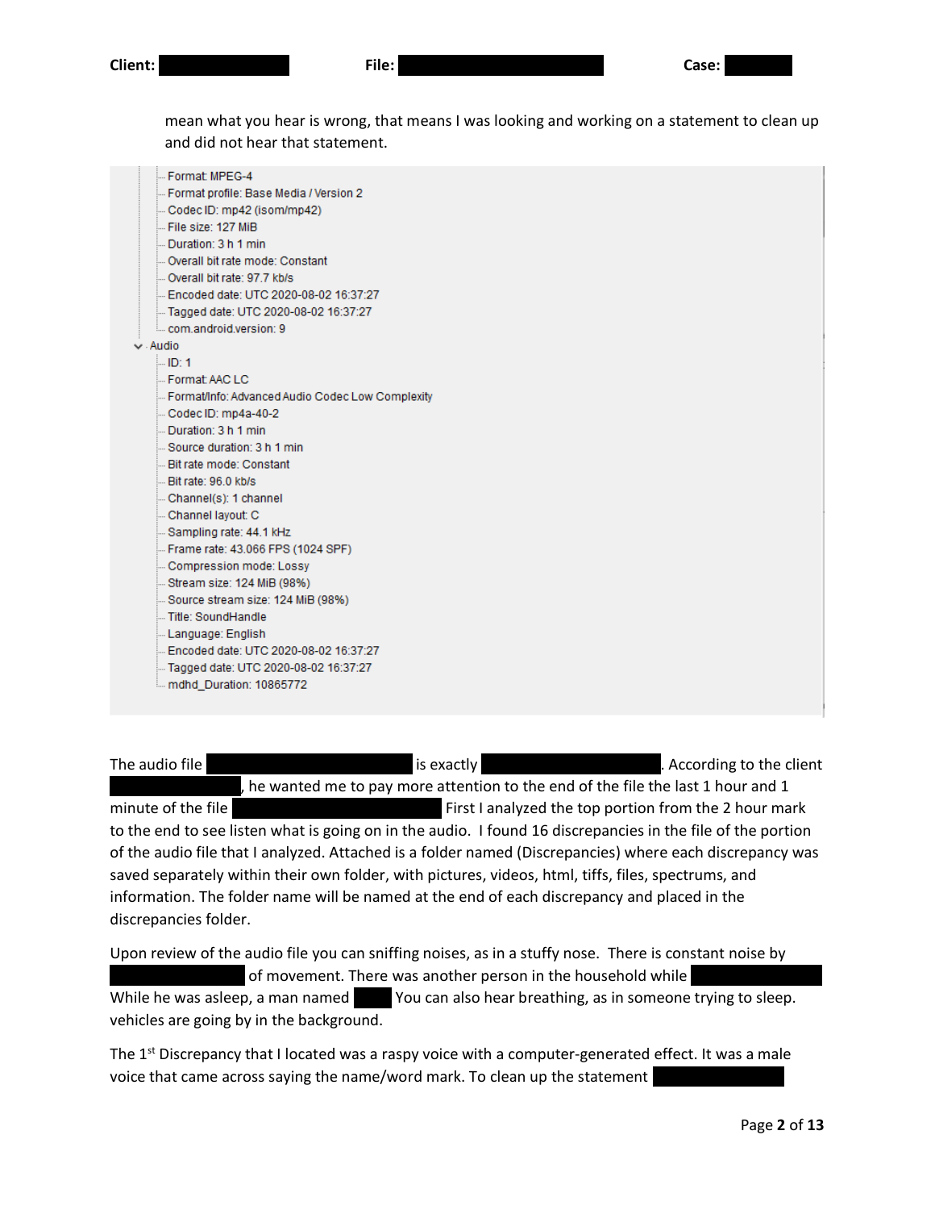mean what you hear is wrong, that means I was looking and working on a statement to clean up and did not hear that statement.

```
Format: MPEG-4
Format profile: Base Media / Version 2
Codec ID: mp42 (isom/mp42)
File size: 127 MiB
Duration: 3 h 1 min
Overall bit rate mode: Constant
Overall bit rate: 97.7 kb/s
Encoded date: UTC 2020-08-02 16:37:27
Tagged date: UTC 2020-08-02 16:37:27
com.android.version: 9
Audio
    ID: 1
    Format: AAC LC
    Format/Info: Advanced Audio Codec Low Complexity
    Codec ID: mp4a-40-2
    Duration: 3 h 1 min
    Source duration: 3 h 1 min
    Bit rate mode: Constant
    Bit rate: 96.0 kb/s
    Channel(s): 1 channel
    Channel layout: C
    Sampling rate: 44.1 kHz
    Frame rate: 43.066 FPS (1024 SPF)
    Compression mode: Lossy
    Stream size: 124 MiB (98%)
    Source stream size: 124 MiB (98%)
    Title: SoundHandle
    Language: English
    Encoded date: UTC 2020-08-02 16:37:27
    Tagged date: UTC 2020-08-02 16:37:27
    mdhd_Duration: 10865772
```

The audio file [REDACTED] is exactly [REDACTED]. According to the client [REDACTED], he wanted me to pay more attention to the end of the file the last 1 hour and 1 minute of the file [REDACTED] First I analyzed the top portion from the 2 hour mark to the end to see listen what is going on in the audio. I found 16 discrepancies in the file of the portion of the audio file that I analyzed. Attached is a folder named (Discrepancies) where each discrepancy was saved separately within their own folder, with pictures, videos, html, tiffs, files, spectrums, and information. The folder name will be named at the end of each discrepancy and placed in the discrepancies folder.

Upon review of the audio file you can sniffing noises, as in a stuffy nose. There is constant noise by [REDACTED] of movement. There was another person in the household while [REDACTED] While he was asleep, a man named [REDACTED] You can also hear breathing, as in someone trying to sleep. vehicles are going by in the background.

The 1st Discrepancy that I located was a raspy voice with a computer-generated effect. It was a male voice that came across saying the name/word mark. To clean up the statement [REDACTED]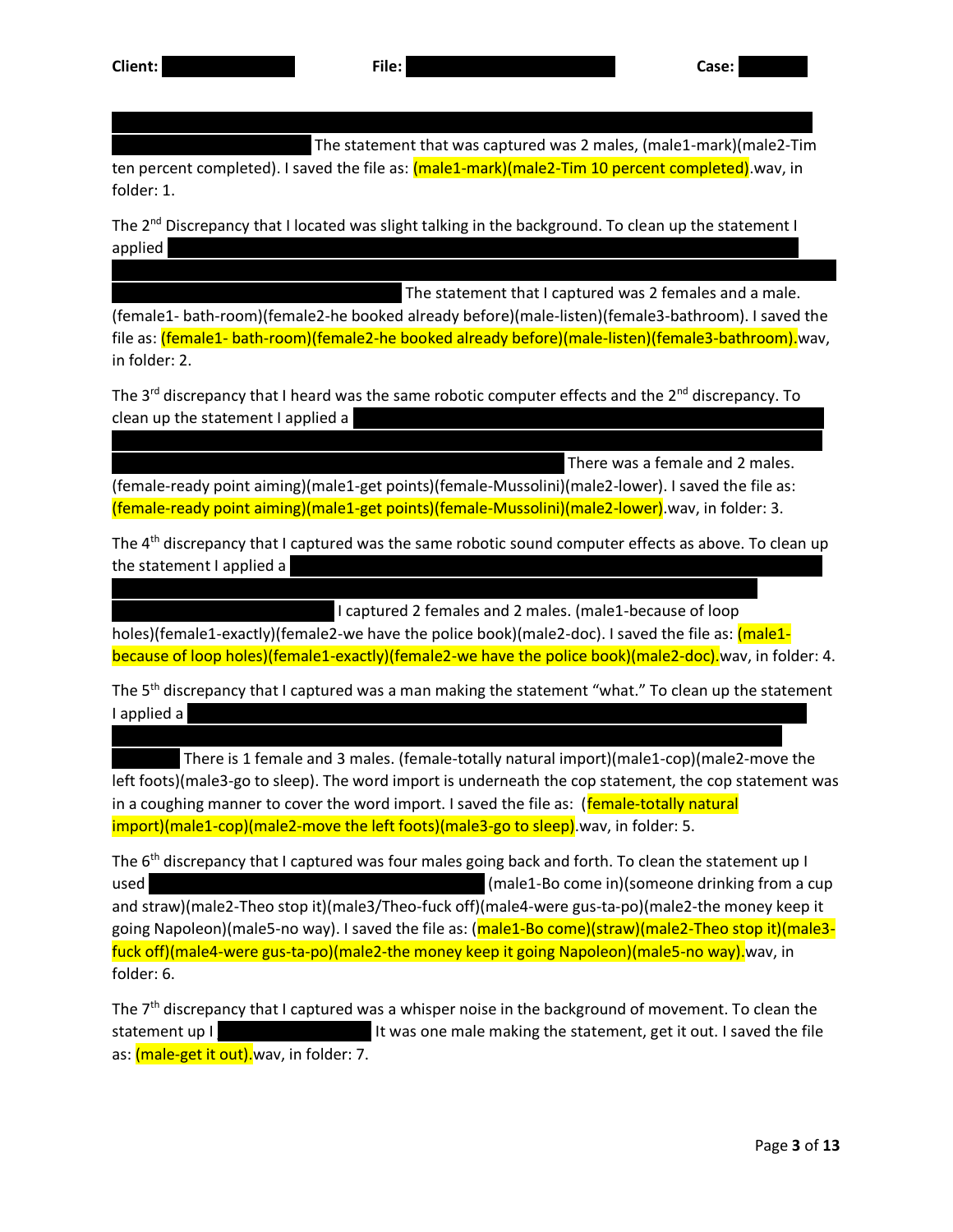**Client:** ██████ **File:** ██████ **Case:** ██████

██████ The statement that was captured was 2 males, (male1-mark)(male2-Tim ten percent completed). I saved the file as: (male1-mark)(male2-Tim 10 percent completed).wav, in folder: 1.

The 2nd Discrepancy that I located was slight talking in the background. To clean up the statement I applied ██████ The statement that I captured was 2 females and a male. (female1- bath-room)(female2-he booked already before)(male-listen)(female3-bathroom). I saved the file as: (female1- bath-room)(female2-he booked already before)(male-listen)(female3-bathroom).wav, in folder: 2.

The 3rd discrepancy that I heard was the same robotic computer effects and the 2nd discrepancy. To clean up the statement I applied a ██████ There was a female and 2 males. (female-ready point aiming)(male1-get points)(female-Mussolini)(male2-lower). I saved the file as: (female-ready point aiming)(male1-get points)(female-Mussolini)(male2-lower).wav, in folder: 3.

The 4th discrepancy that I captured was the same robotic sound computer effects as above. To clean up the statement I applied a ██████ I captured 2 females and 2 males. (male1-because of loop holes)(female1-exactly)(female2-we have the police book)(male2-doc). I saved the file as: (male1-because of loop holes)(female1-exactly)(female2-we have the police book)(male2-doc).wav, in folder: 4.

The 5th discrepancy that I captured was a man making the statement "what." To clean up the statement I applied a ██████ There is 1 female and 3 males. (female-totally natural import)(male1-cop)(male2-move the left foots)(male3-go to sleep). The word import is underneath the cop statement, the cop statement was in a coughing manner to cover the word import. I saved the file as: (female-totally natural import)(male1-cop)(male2-move the left foots)(male3-go to sleep).wav, in folder: 5.

The 6th discrepancy that I captured was four males going back and forth. To clean the statement up I used ██████ (male1-Bo come in)(someone drinking from a cup and straw)(male2-Theo stop it)(male3/Theo-fuck off)(male4-were gus-ta-po)(male2-the money keep it going Napoleon)(male5-no way). I saved the file as: (male1-Bo come)(straw)(male2-Theo stop it)(male3-fuck off)(male4-were gus-ta-po)(male2-the money keep it going Napoleon)(male5-no way).wav, in folder: 6.

The 7th discrepancy that I captured was a whisper noise in the background of movement. To clean the statement up I ██████ It was one male making the statement, get it out. I saved the file as: (male-get it out).wav, in folder: 7.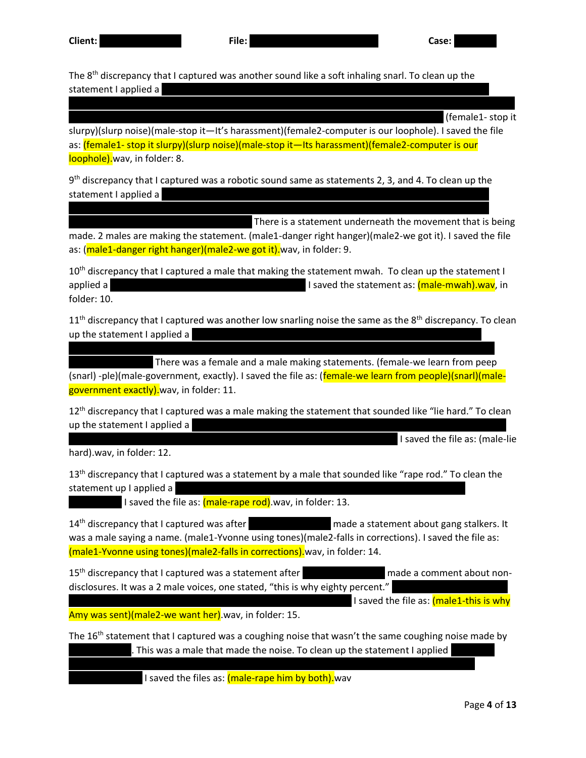**Client:** ██████ **File:** ██████ **Case:** ██████

The 8th discrepancy that I captured was another sound like a soft inhaling snarl. To clean up the statement I applied a ██████ (female1- stop it slurpy)(slurp noise)(male-stop it—It's harassment)(female2-computer is our loophole). I saved the file as: (female1- stop it slurpy)(slurp noise)(male-stop it—Its harassment)(female2-computer is our loophole).wav, in folder: 8.

9th discrepancy that I captured was a robotic sound same as statements 2, 3, and 4. To clean up the statement I applied a ██████ There is a statement underneath the movement that is being made. 2 males are making the statement. (male1-danger right hanger)(male2-we got it). I saved the file as: (male1-danger right hanger)(male2-we got it).wav, in folder: 9.

10th discrepancy that I captured a male that making the statement mwah. To clean up the statement I applied a ██████ I saved the statement as: (male-mwah).wav, in folder: 10.

11th discrepancy that I captured was another low snarling noise the same as the 8th discrepancy. To clean up the statement I applied a ██████ There was a female and a male making statements. (female-we learn from peep (snarl) -ple)(male-government, exactly). I saved the file as: (female-we learn from people)(snarl)(male-government exactly).wav, in folder: 11.

12th discrepancy that I captured was a male making the statement that sounded like "lie hard." To clean up the statement I applied a ██████ I saved the file as: (male-lie hard).wav, in folder: 12.

13th discrepancy that I captured was a statement by a male that sounded like "rape rod." To clean the statement up I applied a ██████ I saved the file as: (male-rape rod).wav, in folder: 13.

14th discrepancy that I captured was after ██████ made a statement about gang stalkers. It was a male saying a name. (male1-Yvonne using tones)(male2-falls in corrections). I saved the file as: (male1-Yvonne using tones)(male2-falls in corrections).wav, in folder: 14.

15th discrepancy that I captured was a statement after ██████ made a comment about non-disclosures. It was a 2 male voices, one stated, "this is why eighty percent." ██████ I saved the file as: (male1-this is why Amy was sent)(male2-we want her).wav, in folder: 15.

The 16th statement that I captured was a coughing noise that wasn't the same coughing noise made by ██████. This was a male that made the noise. To clean up the statement I applied ██████ I saved the files as: (male-rape him by both).wav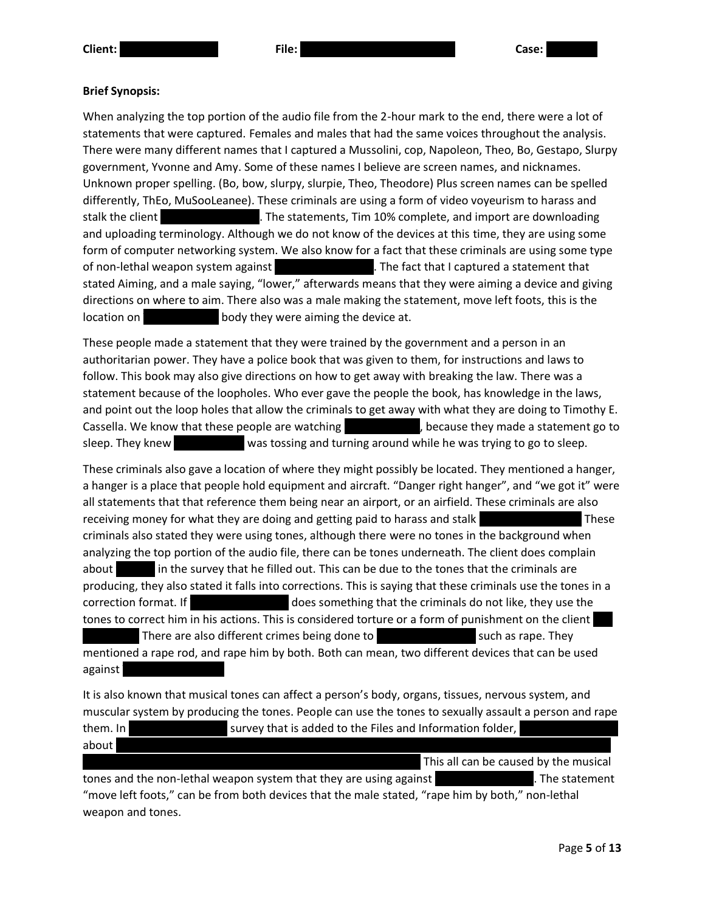**Brief Synopsis:**

When analyzing the top portion of the audio file from the 2-hour mark to the end, there were a lot of statements that were captured. Females and males that had the same voices throughout the analysis. There were many different names that I captured a Mussolini, cop, Napoleon, Theo, Bo, Gestapo, Slurpy government, Yvonne and Amy. Some of these names I believe are screen names, and nicknames. Unknown proper spelling. (Bo, bow, slurpy, slurpie, Theo, Theodore) Plus screen names can be spelled differently, ThEo, MuSooLeanee). These criminals are using a form of video voyeurism to harass and stalk the client [REDACTED]. The statements, Tim 10% complete, and import are downloading and uploading terminology. Although we do not know of the devices at this time, they are using some form of computer networking system. We also know for a fact that these criminals are using some type of non-lethal weapon system against [REDACTED]. The fact that I captured a statement that stated Aiming, and a male saying, "lower," afterwards means that they were aiming a device and giving directions on where to aim. There also was a male making the statement, move left foots, this is the location on [REDACTED] body they were aiming the device at.

These people made a statement that they were trained by the government and a person in an authoritarian power. They have a police book that was given to them, for instructions and laws to follow. This book may also give directions on how to get away with breaking the law. There was a statement because of the loopholes. Who ever gave the people the book, has knowledge in the laws, and point out the loop holes that allow the criminals to get away with what they are doing to Timothy E. Cassella. We know that these people are watching [REDACTED], because they made a statement go to sleep. They knew [REDACTED] was tossing and turning around while he was trying to go to sleep.

These criminals also gave a location of where they might possibly be located. They mentioned a hanger, a hanger is a place that people hold equipment and aircraft. "Danger right hanger", and "we got it" were all statements that that reference them being near an airport, or an airfield. These criminals are also receiving money for what they are doing and getting paid to harass and stalk [REDACTED] These criminals also stated they were using tones, although there were no tones in the background when analyzing the top portion of the audio file, there can be tones underneath. The client does complain about [REDACTED] in the survey that he filled out. This can be due to the tones that the criminals are producing, they also stated it falls into corrections. This is saying that these criminals use the tones in a correction format. If [REDACTED] does something that the criminals do not like, they use the tones to correct him in his actions. This is considered torture or a form of punishment on the client [REDACTED] There are also different crimes being done to [REDACTED] such as rape. They mentioned a rape rod, and rape him by both. Both can mean, two different devices that can be used against [REDACTED]

It is also known that musical tones can affect a person's body, organs, tissues, nervous system, and muscular system by producing the tones. People can use the tones to sexually assault a person and rape them. In [REDACTED] survey that is added to the Files and Information folder, [REDACTED] about [REDACTED] This all can be caused by the musical tones and the non-lethal weapon system that they are using against [REDACTED]. The statement "move left foots," can be from both devices that the male stated, "rape him by both," non-lethal weapon and tones.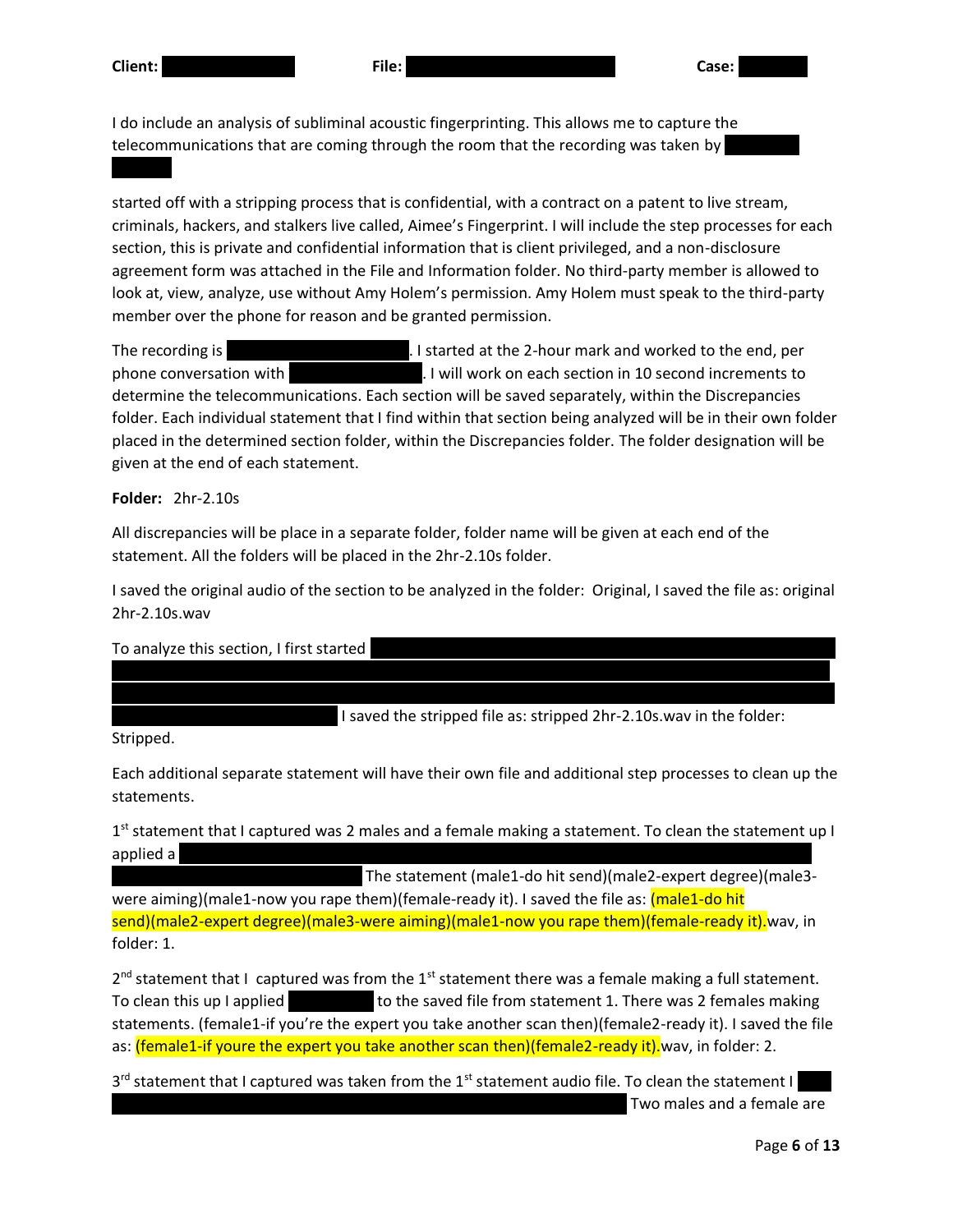**Client:** ██████ **File:** ██████ **Case:** ██████

I do include an analysis of subliminal acoustic fingerprinting. This allows me to capture the telecommunications that are coming through the room that the recording was taken by ██████

started off with a stripping process that is confidential, with a contract on a patent to live stream, criminals, hackers, and stalkers live called, Aimee's Fingerprint. I will include the step processes for each section, this is private and confidential information that is client privileged, and a non-disclosure agreement form was attached in the File and Information folder. No third-party member is allowed to look at, view, analyze, use without Amy Holem's permission. Amy Holem must speak to the third-party member over the phone for reason and be granted permission.

The recording is ██████. I started at the 2-hour mark and worked to the end, per phone conversation with ██████. I will work on each section in 10 second increments to determine the telecommunications. Each section will be saved separately, within the Discrepancies folder. Each individual statement that I find within that section being analyzed will be in their own folder placed in the determined section folder, within the Discrepancies folder. The folder designation will be given at the end of each statement.

**Folder:** 2hr-2.10s

All discrepancies will be place in a separate folder, folder name will be given at each end of the statement. All the folders will be placed in the 2hr-2.10s folder.

I saved the original audio of the section to be analyzed in the folder: Original, I saved the file as: original 2hr-2.10s.wav

To analyze this section, I first started ██████ I saved the stripped file as: stripped 2hr-2.10s.wav in the folder: Stripped.

Each additional separate statement will have their own file and additional step processes to clean up the statements.

1st statement that I captured was 2 males and a female making a statement. To clean the statement up I applied a ██████ The statement (male1-do hit send)(male2-expert degree)(male3-were aiming)(male1-now you rape them)(female-ready it). I saved the file as: (male1-do hit send)(male2-expert degree)(male3-were aiming)(male1-now you rape them)(female-ready it).wav, in folder: 1.

2nd statement that I captured was from the 1st statement there was a female making a full statement. To clean this up I applied ██████ to the saved file from statement 1. There was 2 females making statements. (female1-if you're the expert you take another scan then)(female2-ready it). I saved the file as: (female1-if youre the expert you take another scan then)(female2-ready it).wav, in folder: 2.

3rd statement that I captured was taken from the 1st statement audio file. To clean the statement I ██████ Two males and a female are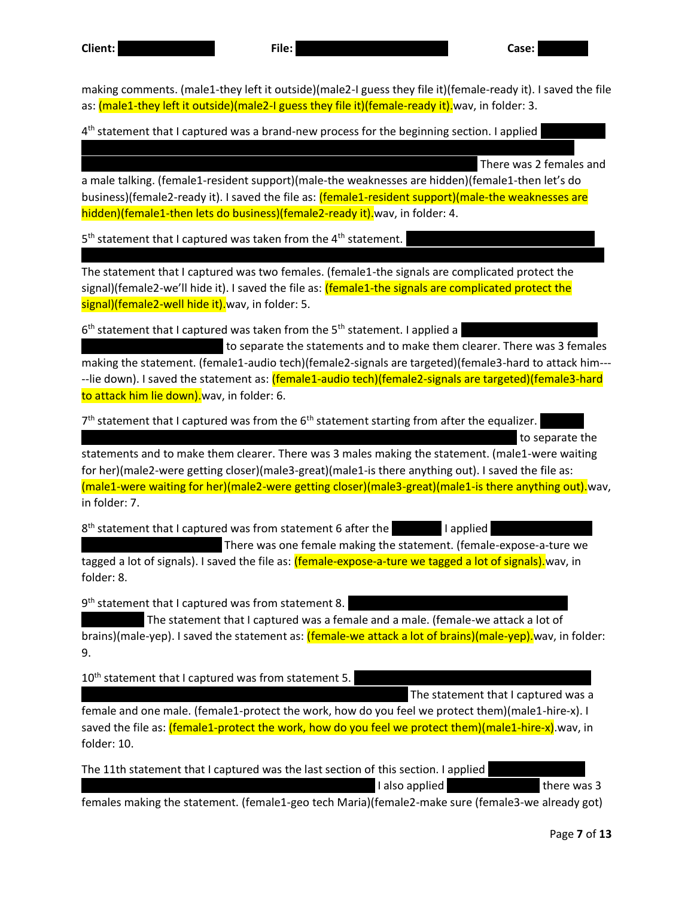making comments. (male1-they left it outside)(male2-I guess they file it)(female-ready it). I saved the file as: (male1-they left it outside)(male2-I guess they file it)(female-ready it).wav, in folder: 3.

4th statement that I captured was a brand-new process for the beginning section. I applied [REDACTED] There was 2 females and a male talking. (female1-resident support)(male-the weaknesses are hidden)(female1-then let's do business)(female2-ready it). I saved the file as: (female1-resident support)(male-the weaknesses are hidden)(female1-then lets do business)(female2-ready it).wav, in folder: 4.

5th statement that I captured was taken from the 4th statement. [REDACTED] The statement that I captured was two females. (female1-the signals are complicated protect the signal)(female2-we'll hide it). I saved the file as: (female1-the signals are complicated protect the signal)(female2-well hide it).wav, in folder: 5.

6th statement that I captured was taken from the 5th statement. I applied a [REDACTED] to separate the statements and to make them clearer. There was 3 females making the statement. (female1-audio tech)(female2-signals are targeted)(female3-hard to attack him-----lie down). I saved the statement as: (female1-audio tech)(female2-signals are targeted)(female3-hard to attack him lie down).wav, in folder: 6.

7th statement that I captured was from the 6th statement starting from after the equalizer. [REDACTED] to separate the statements and to make them clearer. There was 3 males making the statement. (male1-were waiting for her)(male2-were getting closer)(male3-great)(male1-is there anything out). I saved the file as: (male1-were waiting for her)(male2-were getting closer)(male3-great)(male1-is there anything out).wav, in folder: 7.

8th statement that I captured was from statement 6 after the [REDACTED] I applied [REDACTED] There was one female making the statement. (female-expose-a-ture we tagged a lot of signals). I saved the file as: (female-expose-a-ture we tagged a lot of signals).wav, in folder: 8.

9th statement that I captured was from statement 8. [REDACTED] The statement that I captured was a female and a male. (female-we attack a lot of brains)(male-yep). I saved the statement as: (female-we attack a lot of brains)(male-yep).wav, in folder: 9.

10th statement that I captured was from statement 5. [REDACTED] The statement that I captured was a female and one male. (female1-protect the work, how do you feel we protect them)(male1-hire-x). I saved the file as: (female1-protect the work, how do you feel we protect them)(male1-hire-x).wav, in folder: 10.

The 11th statement that I captured was the last section of this section. I applied [REDACTED] I also applied [REDACTED] there was 3 females making the statement. (female1-geo tech Maria)(female2-make sure (female3-we already got)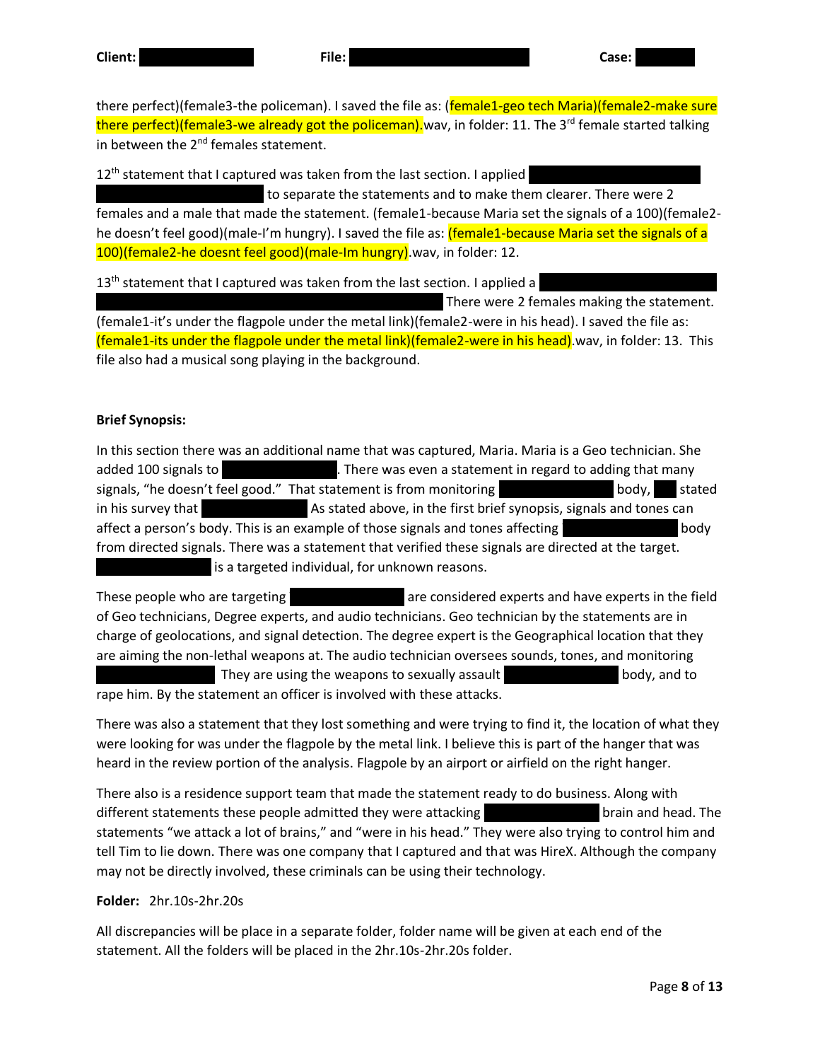there perfect)(female3-the policeman). I saved the file as: (female1-geo tech Maria)(female2-make sure there perfect)(female3-we already got the policeman).wav, in folder: 11. The 3rd female started talking in between the 2nd females statement.

12th statement that I captured was taken from the last section. I applied ██████████ to separate the statements and to make them clearer. There were 2 females and a male that made the statement. (female1-because Maria set the signals of a 100)(female2-he doesn't feel good)(male-I'm hungry). I saved the file as: (female1-because Maria set the signals of a 100)(female2-he doesnt feel good)(male-Im hungry).wav, in folder: 12.

13th statement that I captured was taken from the last section. I applied a ██████████ There were 2 females making the statement. (female1-it's under the flagpole under the metal link)(female2-were in his head). I saved the file as: (female1-its under the flagpole under the metal link)(female2-were in his head).wav, in folder: 13. This file also had a musical song playing in the background.

**Brief Synopsis:**

In this section there was an additional name that was captured, Maria. Maria is a Geo technician. She added 100 signals to ██████. There was even a statement in regard to adding that many signals, "he doesn't feel good." That statement is from monitoring ██████ body, ██ stated in his survey that ██████ As stated above, in the first brief synopsis, signals and tones can affect a person's body. This is an example of those signals and tones affecting ██████ body from directed signals. There was a statement that verified these signals are directed at the target. ██████ is a targeted individual, for unknown reasons.

These people who are targeting ██████ are considered experts and have experts in the field of Geo technicians, Degree experts, and audio technicians. Geo technician by the statements are in charge of geolocations, and signal detection. The degree expert is the Geographical location that they are aiming the non-lethal weapons at. The audio technician oversees sounds, tones, and monitoring ██████ They are using the weapons to sexually assault ██████ body, and to rape him. By the statement an officer is involved with these attacks.

There was also a statement that they lost something and were trying to find it, the location of what they were looking for was under the flagpole by the metal link. I believe this is part of the hanger that was heard in the review portion of the analysis. Flagpole by an airport or airfield on the right hanger.

There also is a residence support team that made the statement ready to do business. Along with different statements these people admitted they were attacking ██████ brain and head. The statements "we attack a lot of brains," and "were in his head." They were also trying to control him and tell Tim to lie down. There was one company that I captured and that was HireX. Although the company may not be directly involved, these criminals can be using their technology.

**Folder:** 2hr.10s-2hr.20s

All discrepancies will be place in a separate folder, folder name will be given at each end of the statement. All the folders will be placed in the 2hr.10s-2hr.20s folder.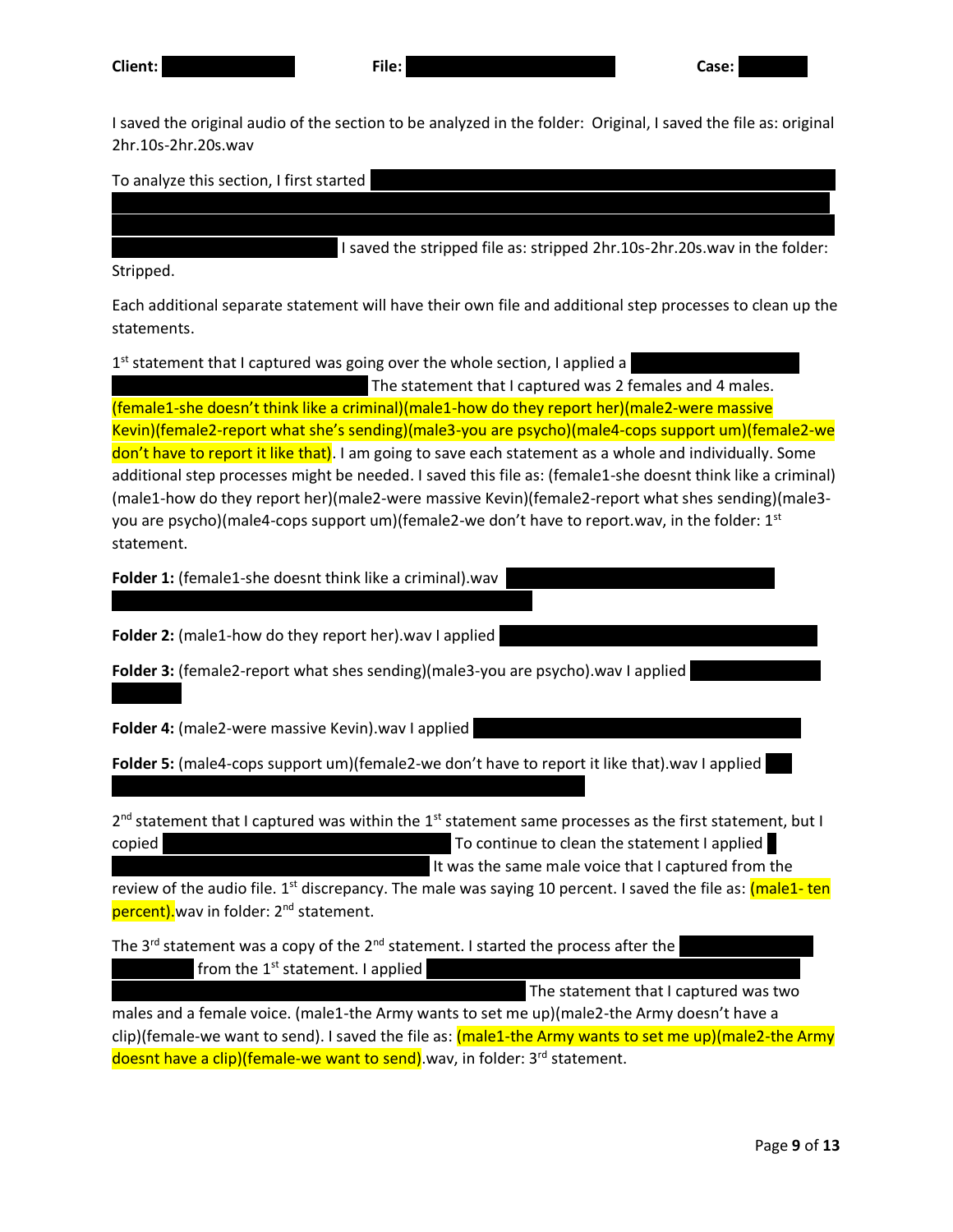**Client:** ████████ **File:** ████████████████ **Case:** █████

I saved the original audio of the section to be analyzed in the folder: Original, I saved the file as: original 2hr.10s-2hr.20s.wav

To analyze this section, I first started ████████████████████████ I saved the stripped file as: stripped 2hr.10s-2hr.20s.wav in the folder: Stripped.

Each additional separate statement will have their own file and additional step processes to clean up the statements.

1st statement that I captured was going over the whole section, I applied a ████████████████ The statement that I captured was 2 females and 4 males. (female1-she doesn't think like a criminal)(male1-how do they report her)(male2-were massive Kevin)(female2-report what she's sending)(male3-you are psycho)(male4-cops support um)(female2-we don't have to report it like that). I am going to save each statement as a whole and individually. Some additional step processes might be needed. I saved this file as: (female1-she doesnt think like a criminal)(male1-how do they report her)(male2-were massive Kevin)(female2-report what shes sending)(male3-you are psycho)(male4-cops support um)(female2-we don't have to report.wav, in the folder: 1st statement.

**Folder 1:** (female1-she doesnt think like a criminal).wav ████████████████

**Folder 2:** (male1-how do they report her).wav I applied ████████████████

**Folder 3:** (female2-report what shes sending)(male3-you are psycho).wav I applied ████████

**Folder 4:** (male2-were massive Kevin).wav I applied ████████████████

**Folder 5:** (male4-cops support um)(female2-we don't have to report it like that).wav I applied ████████████████

2nd statement that I captured was within the 1st statement same processes as the first statement, but I copied ████████████ To continue to clean the statement I applied ████████████ It was the same male voice that I captured from the review of the audio file. 1st discrepancy. The male was saying 10 percent. I saved the file as: (male1- ten percent).wav in folder: 2nd statement.

The 3rd statement was a copy of the 2nd statement. I started the process after the ████████ from the 1st statement. I applied ████████████████ The statement that I captured was two males and a female voice. (male1-the Army wants to set me up)(male2-the Army doesn't have a clip)(female-we want to send). I saved the file as: (male1-the Army wants to set me up)(male2-the Army doesnt have a clip)(female-we want to send).wav, in folder: 3rd statement.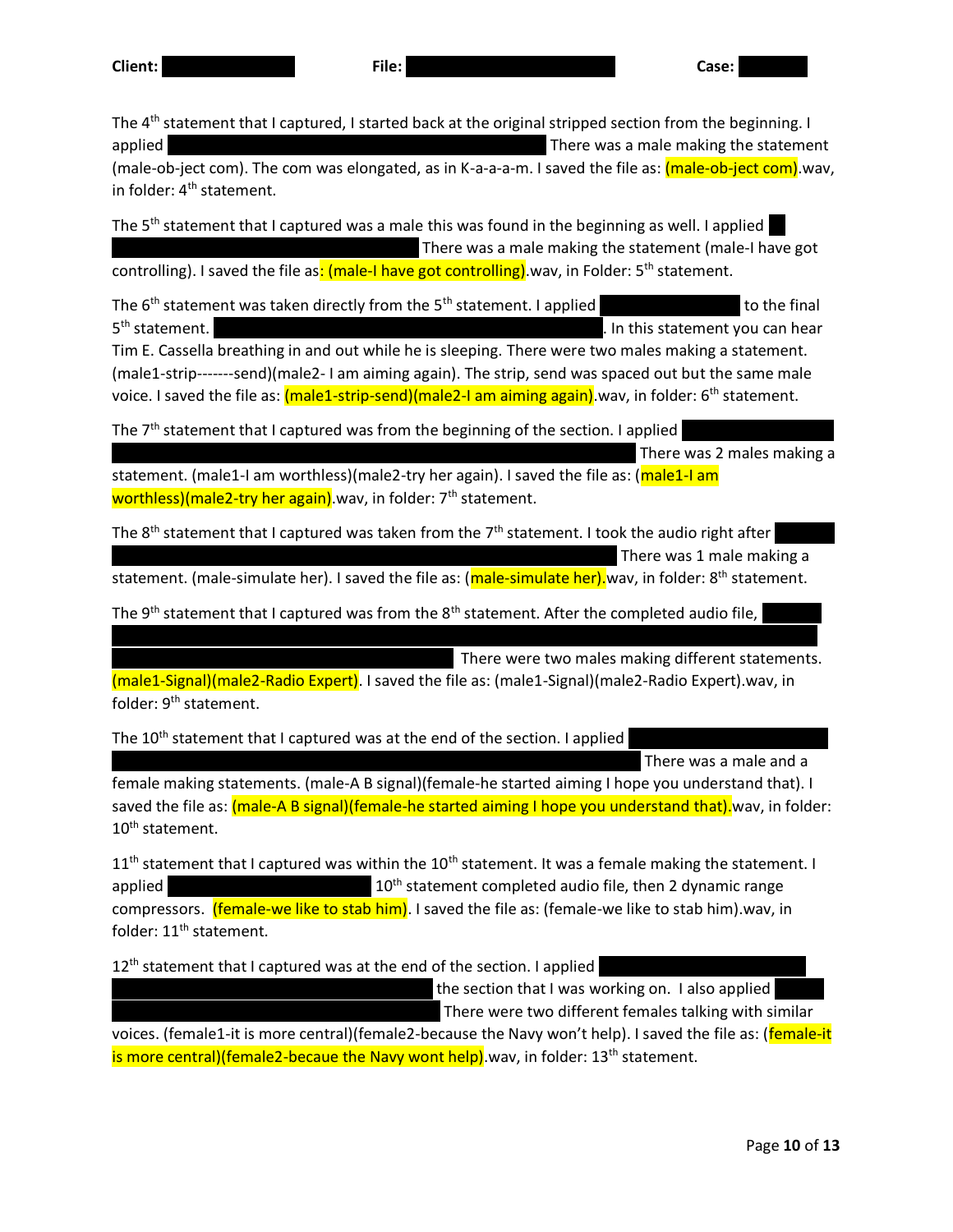**Client:** ████████ **File:** ████████ **Case:** ████

The 4th statement that I captured, I started back at the original stripped section from the beginning. I applied ████████ There was a male making the statement (male-ob-ject com). The com was elongated, as in K-a-a-a-m. I saved the file as: (male-ob-ject com).wav, in folder: 4th statement.

The 5th statement that I captured was a male this was found in the beginning as well. I applied ████████ There was a male making the statement (male-I have got controlling). I saved the file as: (male-I have got controlling).wav, in Folder: 5th statement.

The 6th statement was taken directly from the 5th statement. I applied ████████ to the final 5th statement. ████████. In this statement you can hear Tim E. Cassella breathing in and out while he is sleeping. There were two males making a statement. (male1-strip-------send)(male2- I am aiming again). The strip, send was spaced out but the same male voice. I saved the file as: (male1-strip-send)(male2-I am aiming again).wav, in folder: 6th statement.

The 7th statement that I captured was from the beginning of the section. I applied ████████ There was 2 males making a statement. (male1-I am worthless)(male2-try her again). I saved the file as: (male1-I am worthless)(male2-try her again).wav, in folder: 7th statement.

The 8th statement that I captured was taken from the 7th statement. I took the audio right after ████████ There was 1 male making a statement. (male-simulate her). I saved the file as: (male-simulate her).wav, in folder: 8th statement.

The 9th statement that I captured was from the 8th statement. After the completed audio file, ████████ There were two males making different statements. (male1-Signal)(male2-Radio Expert). I saved the file as: (male1-Signal)(male2-Radio Expert).wav, in folder: 9th statement.

The 10th statement that I captured was at the end of the section. I applied ████████ There was a male and a female making statements. (male-A B signal)(female-he started aiming I hope you understand that). I saved the file as: (male-A B signal)(female-he started aiming I hope you understand that).wav, in folder: 10th statement.

11th statement that I captured was within the 10th statement. It was a female making the statement. I applied ████████ 10th statement completed audio file, then 2 dynamic range compressors. (female-we like to stab him). I saved the file as: (female-we like to stab him).wav, in folder: 11th statement.

12th statement that I captured was at the end of the section. I applied ████████ the section that I was working on. I also applied ████████ There were two different females talking with similar voices. (female1-it is more central)(female2-because the Navy won't help). I saved the file as: (female-it is more central)(female2-becaue the Navy wont help).wav, in folder: 13th statement.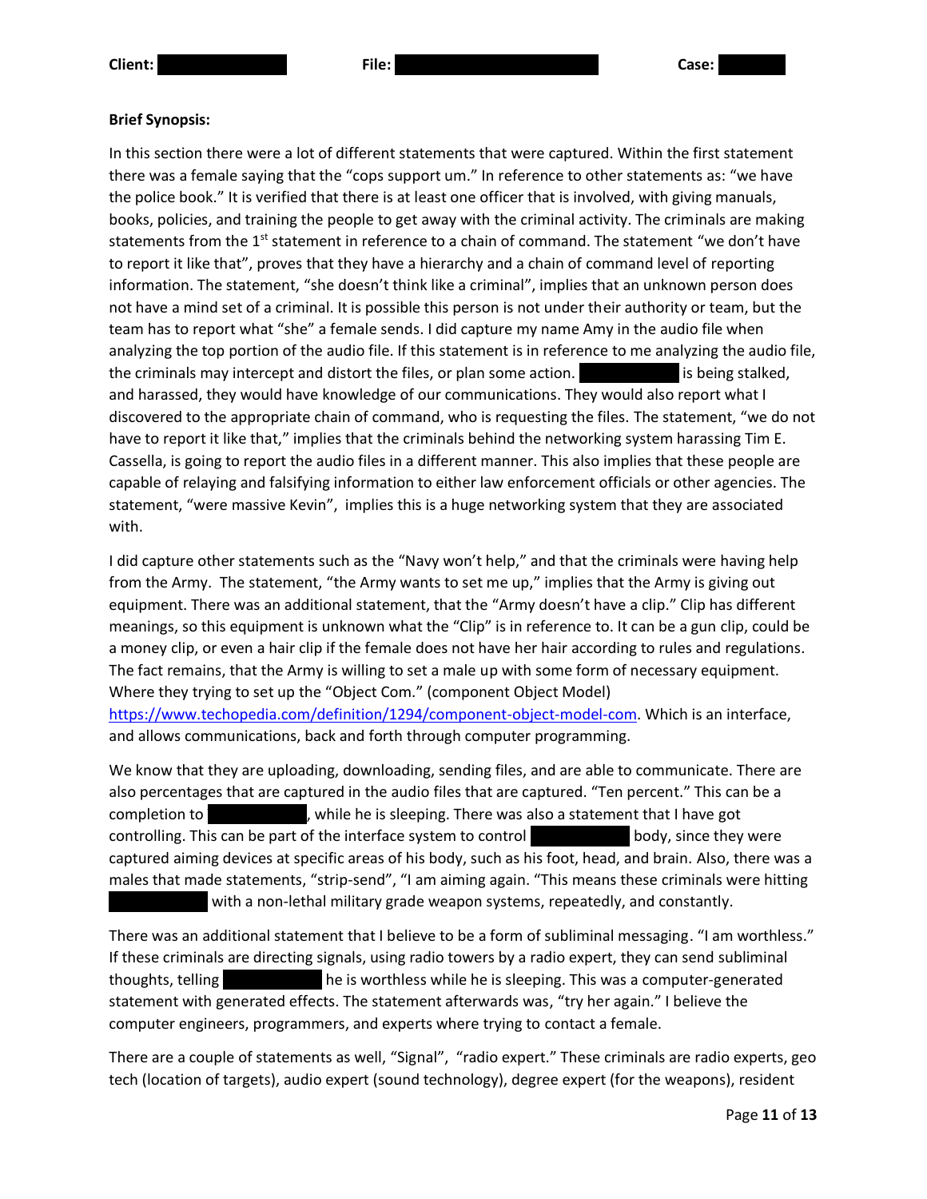**Client:** ██████ **File:** ██████ **Case:** ██████

**Brief Synopsis:**

In this section there were a lot of different statements that were captured. Within the first statement there was a female saying that the "cops support um." In reference to other statements as: "we have the police book." It is verified that there is at least one officer that is involved, with giving manuals, books, policies, and training the people to get away with the criminal activity. The criminals are making statements from the 1st statement in reference to a chain of command. The statement "we don't have to report it like that", proves that they have a hierarchy and a chain of command level of reporting information. The statement, "she doesn't think like a criminal", implies that an unknown person does not have a mind set of a criminal. It is possible this person is not under their authority or team, but the team has to report what "she" a female sends. I did capture my name Amy in the audio file when analyzing the top portion of the audio file. If this statement is in reference to me analyzing the audio file, the criminals may intercept and distort the files, or plan some action. ██████ is being stalked, and harassed, they would have knowledge of our communications. They would also report what I discovered to the appropriate chain of command, who is requesting the files. The statement, "we do not have to report it like that," implies that the criminals behind the networking system harassing Tim E. Cassella, is going to report the audio files in a different manner. This also implies that these people are capable of relaying and falsifying information to either law enforcement officials or other agencies. The statement, "were massive Kevin", implies this is a huge networking system that they are associated with.

I did capture other statements such as the "Navy won't help," and that the criminals were having help from the Army. The statement, "the Army wants to set me up," implies that the Army is giving out equipment. There was an additional statement, that the "Army doesn't have a clip." Clip has different meanings, so this equipment is unknown what the "Clip" is in reference to. It can be a gun clip, could be a money clip, or even a hair clip if the female does not have her hair according to rules and regulations. The fact remains, that the Army is willing to set a male up with some form of necessary equipment. Where they trying to set up the "Object Com." (component Object Model) https://www.techopedia.com/definition/1294/component-object-model-com. Which is an interface, and allows communications, back and forth through computer programming.

We know that they are uploading, downloading, sending files, and are able to communicate. There are also percentages that are captured in the audio files that are captured. "Ten percent." This can be a completion to ██████, while he is sleeping. There was also a statement that I have got controlling. This can be part of the interface system to control ██████ body, since they were captured aiming devices at specific areas of his body, such as his foot, head, and brain. Also, there was a males that made statements, "strip-send", "I am aiming again. "This means these criminals were hitting ██████ with a non-lethal military grade weapon systems, repeatedly, and constantly.

There was an additional statement that I believe to be a form of subliminal messaging. "I am worthless." If these criminals are directing signals, using radio towers by a radio expert, they can send subliminal thoughts, telling ██████ he is worthless while he is sleeping. This was a computer-generated statement with generated effects. The statement afterwards was, "try her again." I believe the computer engineers, programmers, and experts where trying to contact a female.

There are a couple of statements as well, "Signal", "radio expert." These criminals are radio experts, geo tech (location of targets), audio expert (sound technology), degree expert (for the weapons), resident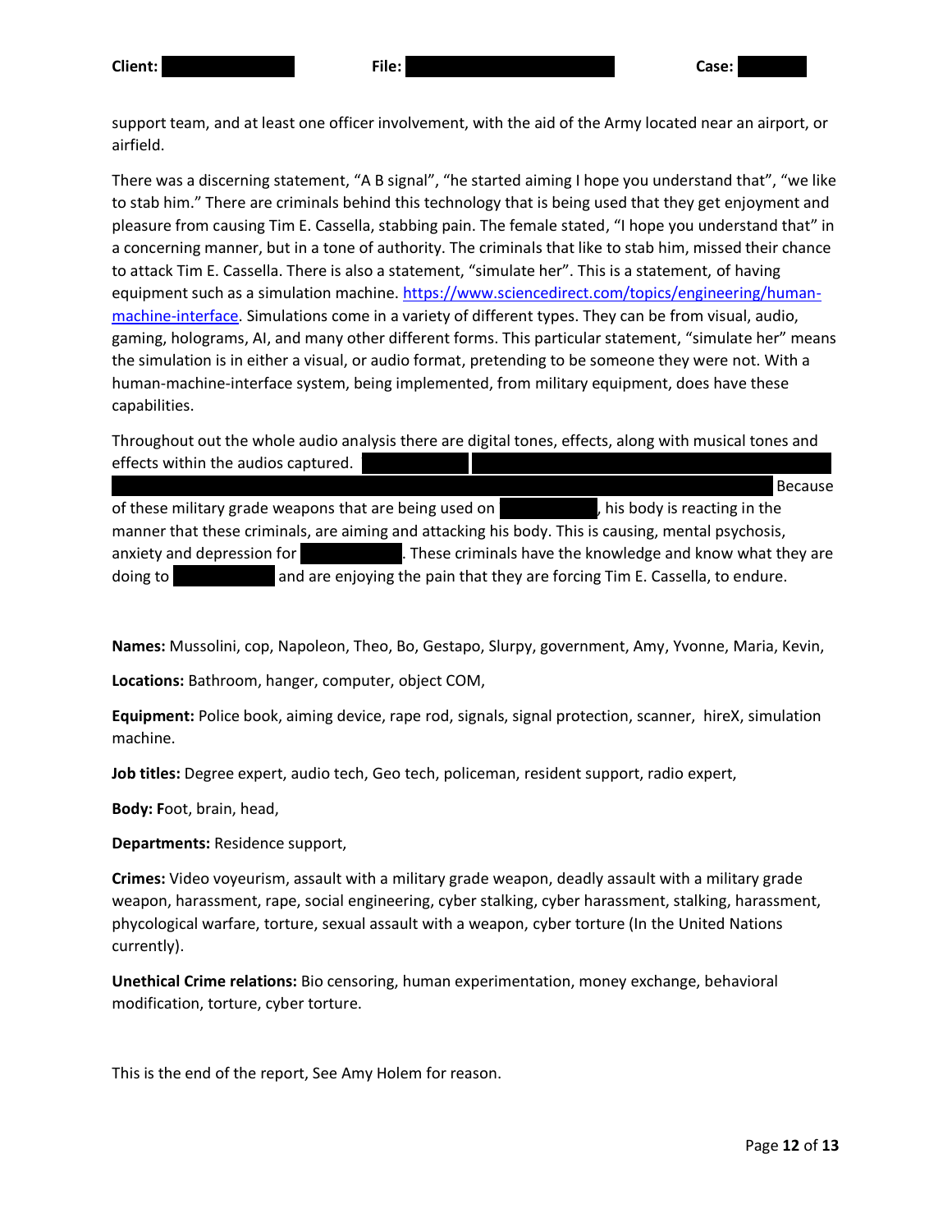support team, and at least one officer involvement, with the aid of the Army located near an airport, or airfield.

There was a discerning statement, "A B signal", "he started aiming I hope you understand that", "we like to stab him." There are criminals behind this technology that is being used that they get enjoyment and pleasure from causing Tim E. Cassella, stabbing pain. The female stated, "I hope you understand that" in a concerning manner, but in a tone of authority. The criminals that like to stab him, missed their chance to attack Tim E. Cassella. There is also a statement, "simulate her". This is a statement, of having equipment such as a simulation machine. https://www.sciencedirect.com/topics/engineering/human-machine-interface. Simulations come in a variety of different types. They can be from visual, audio, gaming, holograms, AI, and many other different forms. This particular statement, "simulate her" means the simulation is in either a visual, or audio format, pretending to be someone they were not. With a human-machine-interface system, being implemented, from military equipment, does have these capabilities.

Throughout out the whole audio analysis there are digital tones, effects, along with musical tones and effects within the audios captured. ███████ ████████████████████████ ████████████████████████████████████████ Because of these military grade weapons that are being used on ████████, his body is reacting in the manner that these criminals, are aiming and attacking his body. This is causing, mental psychosis, anxiety and depression for ████████. These criminals have the knowledge and know what they are doing to ████████ and are enjoying the pain that they are forcing Tim E. Cassella, to endure.

**Names:** Mussolini, cop, Napoleon, Theo, Bo, Gestapo, Slurpy, government, Amy, Yvonne, Maria, Kevin,

**Locations:** Bathroom, hanger, computer, object COM,

**Equipment:** Police book, aiming device, rape rod, signals, signal protection, scanner, hireX, simulation machine.

**Job titles:** Degree expert, audio tech, Geo tech, policeman, resident support, radio expert,

**Body: F**oot, brain, head,

**Departments:** Residence support,

**Crimes:** Video voyeurism, assault with a military grade weapon, deadly assault with a military grade weapon, harassment, rape, social engineering, cyber stalking, cyber harassment, stalking, harassment, phycological warfare, torture, sexual assault with a weapon, cyber torture (In the United Nations currently).

**Unethical Crime relations:** Bio censoring, human experimentation, money exchange, behavioral modification, torture, cyber torture.

This is the end of the report, See Amy Holem for reason.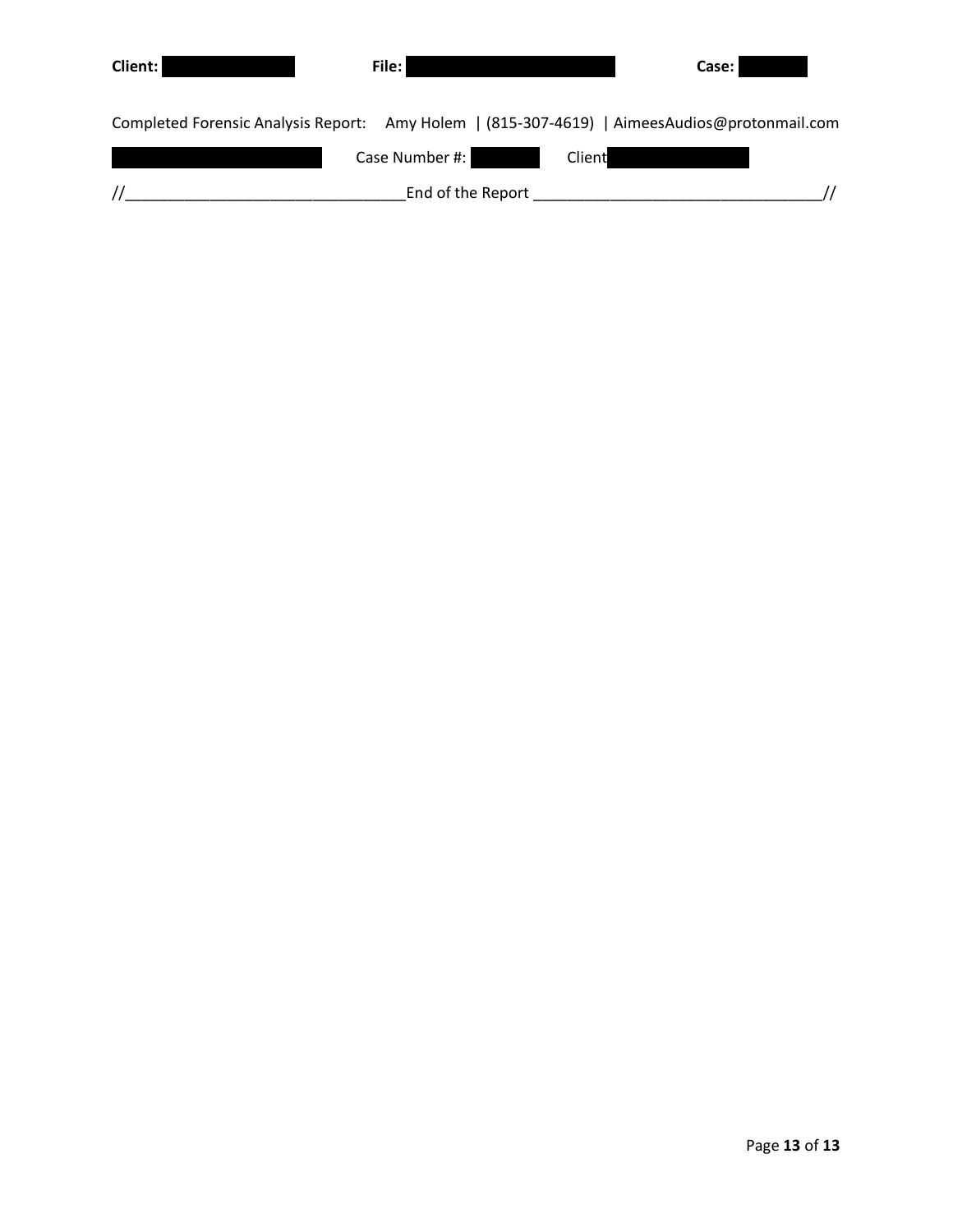Completed Forensic Analysis Report: Amy Holem | (815-307-4619) | AimeesAudios@protonmail.com

Case Number #: Client

//________________________________End of the Report ________________________________//